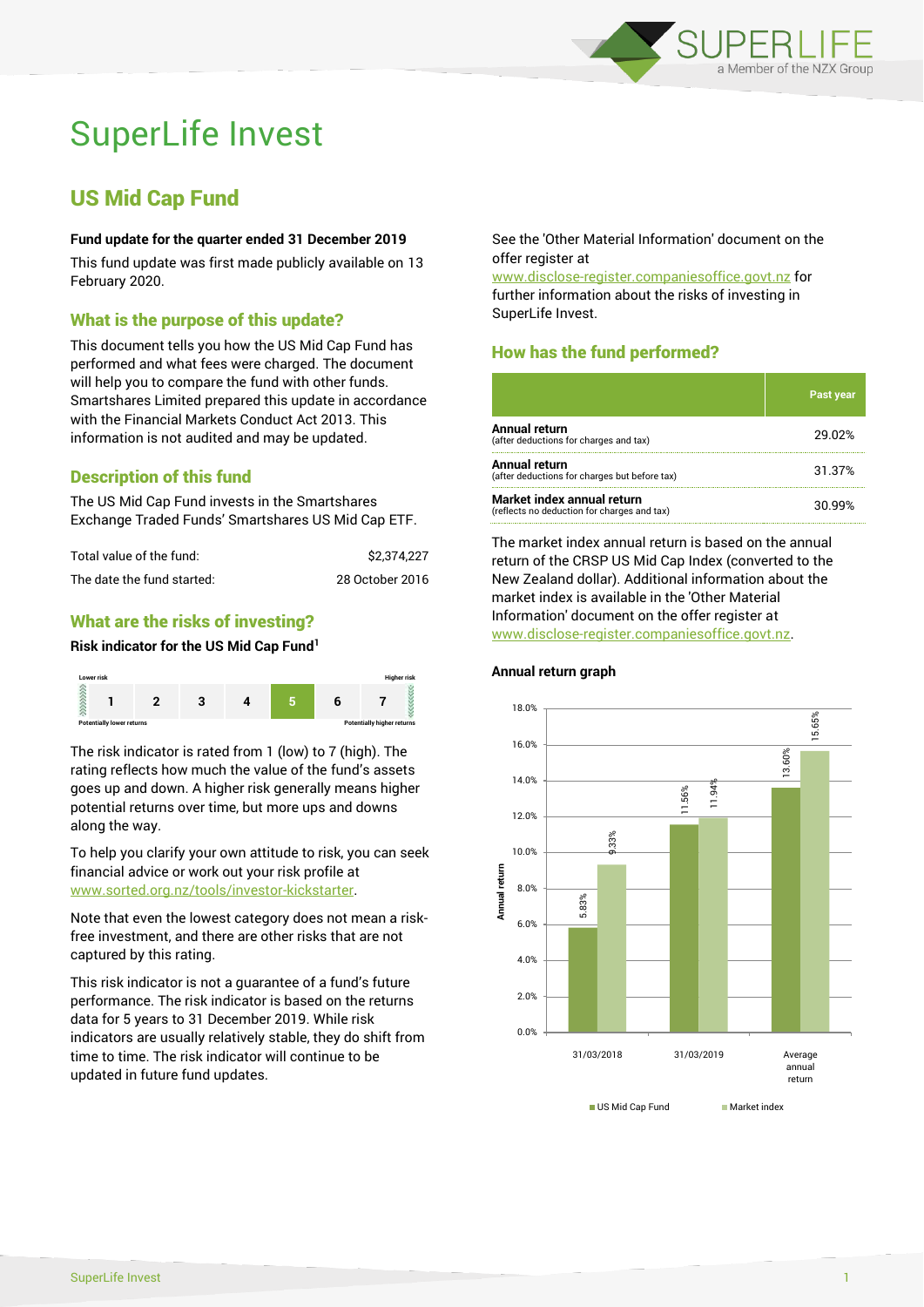# SuperLife Invest

## US Mid Cap Fund

**Fund update for the quarter ended 31 December 2019**

This fund update was first made publicly available on 13 February 2020.

### What is the purpose of this update?

This document tells you how the US Mid Cap Fund has performed and what fees were charged. The document will help you to compare the fund with other funds. Smartshares Limited prepared this update in accordance with the Financial Markets Conduct Act 2013. This information is not audited and may be updated.

### Description of this fund

The US Mid Cap Fund invests in the Smartshares Exchange Traded Funds' Smartshares US Mid Cap ETF.

| | |
|---|---|
| Total value of the fund: | $2,374,227 |
| The date the fund started: | 28 October 2016 |

### What are the risks of investing?

**Risk indicator for the US Mid Cap Fund[1]**

| Lower risk | | | | | | Higher risk |
|---|---|---|---|---|---|---|
| 1 | 2 | 3 | 4 | **5** | 6 | 7 |
| Potentially lower returns | | | | | | Potentially higher returns |

The risk indicator is rated from 1 (low) to 7 (high). The rating reflects how much the value of the fund's assets goes up and down. A higher risk generally means higher potential returns over time, but more ups and downs along the way.

To help you clarify your own attitude to risk, you can seek financial advice or work out your risk profile at www.sorted.org.nz/tools/investor-kickstarter.

Note that even the lowest category does not mean a risk-free investment, and there are other risks that are not captured by this rating.

This risk indicator is not a guarantee of a fund's future performance. The risk indicator is based on the returns data for 5 years to 31 December 2019. While risk indicators are usually relatively stable, they do shift from time to time. The risk indicator will continue to be updated in future fund updates.

See the 'Other Material Information' document on the offer register at www.disclose-register.companiesoffice.govt.nz for further information about the risks of investing in SuperLife Invest.

### How has the fund performed?

| | Past year |
|---|---|
| **Annual return** (after deductions for charges and tax) | 29.02% |
| **Annual return** (after deductions for charges but before tax) | 31.37% |
| **Market index annual return** (reflects no deduction for charges and tax) | 30.99% |

The market index annual return is based on the annual return of the CRSP US Mid Cap Index (converted to the New Zealand dollar). Additional information about the market index is available in the 'Other Material Information' document on the offer register at www.disclose-register.companiesoffice.govt.nz.

**Annual return graph**

| | US Mid Cap Fund | Market index |
|---|---|---|
| 31/03/2018 | 5.83% | 9.33% |
| 31/03/2019 | 11.56% | 11.94% |
| Average annual return | 13.60% | 15.65% |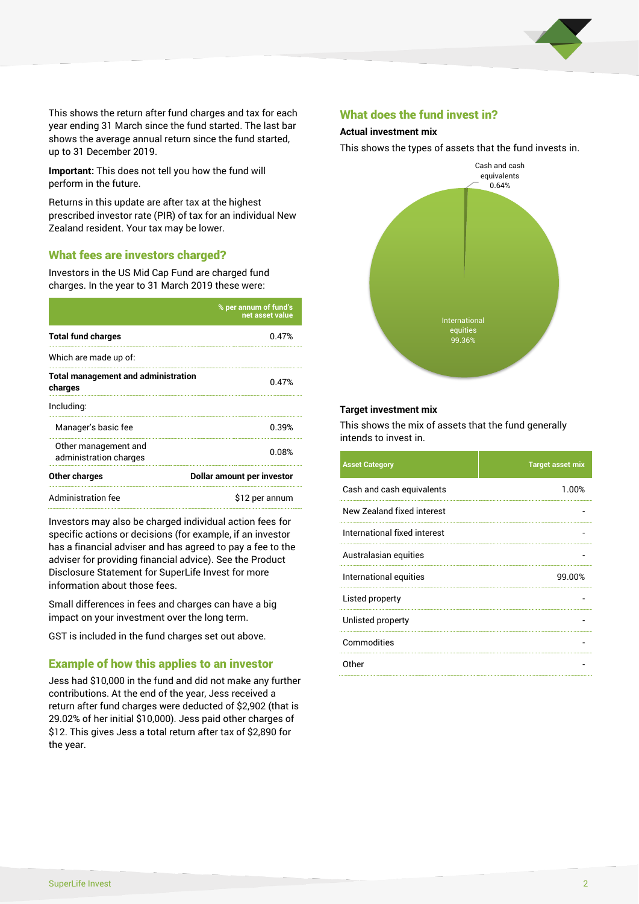This shows the return after fund charges and tax for each year ending 31 March since the fund started. The last bar shows the average annual return since the fund started, up to 31 December 2019.

**Important:** This does not tell you how the fund will perform in the future.

Returns in this update are after tax at the highest prescribed investor rate (PIR) of tax for an individual New Zealand resident. Your tax may be lower.

## What fees are investors charged?

Investors in the US Mid Cap Fund are charged fund charges. In the year to 31 March 2019 these were:

| | % per annum of fund's net asset value |
|---|---|
| **Total fund charges** | 0.47% |
| Which are made up of: | |
| **Total management and administration charges** | 0.47% |
| Including: | |
| Manager's basic fee | 0.39% |
| Other management and administration charges | 0.08% |
| **Other charges** | **Dollar amount per investor** |
| Administration fee | $12 per annum |

Investors may also be charged individual action fees for specific actions or decisions (for example, if an investor has a financial adviser and has agreed to pay a fee to the adviser for providing financial advice). See the Product Disclosure Statement for SuperLife Invest for more information about those fees.

Small differences in fees and charges can have a big impact on your investment over the long term.

GST is included in the fund charges set out above.

## Example of how this applies to an investor

Jess had $10,000 in the fund and did not make any further contributions. At the end of the year, Jess received a return after fund charges were deducted of $2,902 (that is 29.02% of her initial $10,000). Jess paid other charges of $12. This gives Jess a total return after tax of $2,890 for the year.

## What does the fund invest in?

### Actual investment mix

This shows the types of assets that the fund invests in.

Cash and cash equivalents 0.64%

International equities 99.36%

### Target investment mix

This shows the mix of assets that the fund generally intends to invest in.

| Asset Category | Target asset mix |
|---|---|
| Cash and cash equivalents | 1.00% |
| New Zealand fixed interest | - |
| International fixed interest | - |
| Australasian equities | - |
| International equities | 99.00% |
| Listed property | - |
| Unlisted property | - |
| Commodities | - |
| Other | - |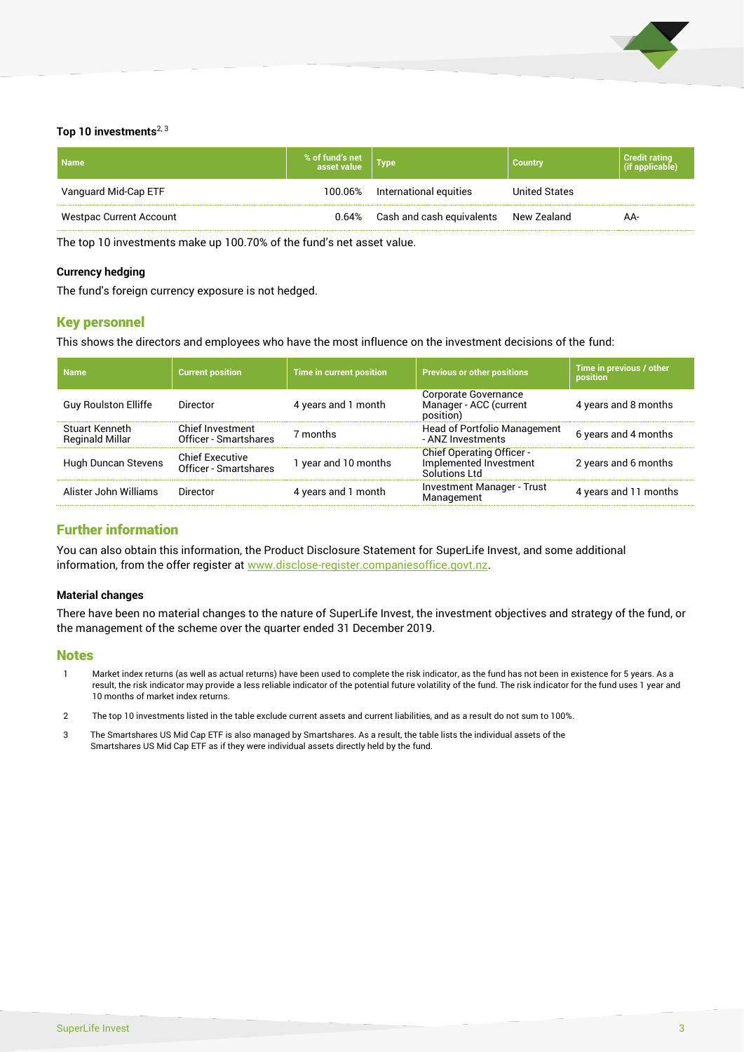### Top 10 investments[2, 3]

| Name | % of fund's net asset value | Type | Country | Credit rating (if applicable) |
|---|---|---|---|---|
| Vanguard Mid-Cap ETF | 100.06% | International equities | United States | |
| Westpac Current Account | 0.64% | Cash and cash equivalents | New Zealand | AA- |

The top 10 investments make up 100.70% of the fund's net asset value.

#### Currency hedging

The fund's foreign currency exposure is not hedged.

## Key personnel

This shows the directors and employees who have the most influence on the investment decisions of the fund:

| Name | Current position | Time in current position | Previous or other positions | Time in previous / other position |
|---|---|---|---|---|
| Guy Roulston Elliffe | Director | 4 years and 1 month | Corporate Governance Manager - ACC (current position) | 4 years and 8 months |
| Stuart Kenneth Reginald Millar | Chief Investment Officer - Smartshares | 7 months | Head of Portfolio Management - ANZ Investments | 6 years and 4 months |
| Hugh Duncan Stevens | Chief Executive Officer - Smartshares | 1 year and 10 months | Chief Operating Officer - Implemented Investment Solutions Ltd | 2 years and 6 months |
| Alister John Williams | Director | 4 years and 1 month | Investment Manager - Trust Management | 4 years and 11 months |

## Further information

You can also obtain this information, the Product Disclosure Statement for SuperLife Invest, and some additional information, from the offer register at www.disclose-register.companiesoffice.govt.nz.

#### Material changes

There have been no material changes to the nature of SuperLife Invest, the investment objectives and strategy of the fund, or the management of the scheme over the quarter ended 31 December 2019.

## Notes

1. Market index returns (as well as actual returns) have been used to complete the risk indicator, as the fund has not been in existence for 5 years. As a result, the risk indicator may provide a less reliable indicator of the potential future volatility of the fund. The risk indicator for the fund uses 1 year and 10 months of market index returns.
2. The top 10 investments listed in the table exclude current assets and current liabilities, and as a result do not sum to 100%.
3. The Smartshares US Mid Cap ETF is also managed by Smartshares. As a result, the table lists the individual assets of the Smartshares US Mid Cap ETF as if they were individual assets directly held by the fund.